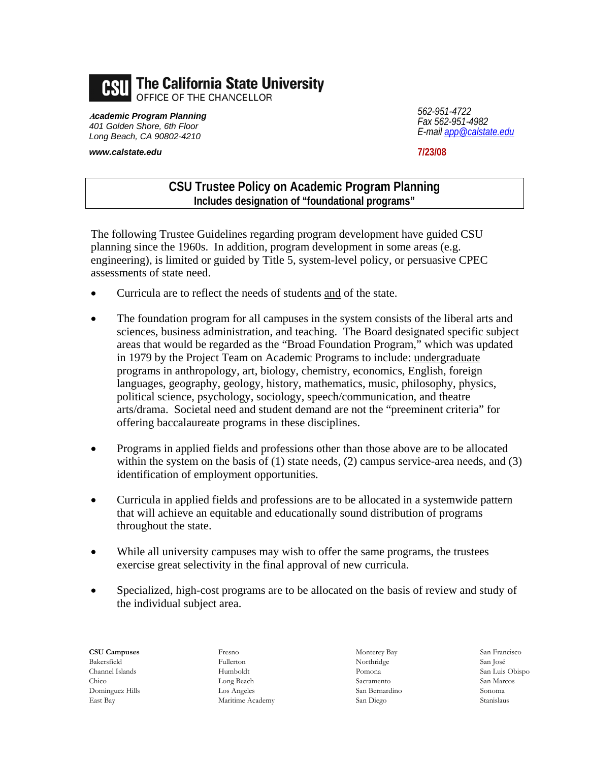**CSU The California State University**
OFFICE OF THE CHANCELLOR

***Academic Program Planning***
*401 Golden Shore, 6th Floor*
*Long Beach, CA 90802-4210*

***www.calstate.edu***

*562-951-4722*
*Fax 562-951-4982*
*E-mail app@calstate.edu*

**7/23/08**

# CSU Trustee Policy on Academic Program Planning

**Includes designation of "foundational programs"**

The following Trustee Guidelines regarding program development have guided CSU planning since the 1960s. In addition, program development in some areas (e.g. engineering), is limited or guided by Title 5, system-level policy, or persuasive CPEC assessments of state need.

- Curricula are to reflect the needs of students and of the state.
- The foundation program for all campuses in the system consists of the liberal arts and sciences, business administration, and teaching. The Board designated specific subject areas that would be regarded as the "Broad Foundation Program," which was updated in 1979 by the Project Team on Academic Programs to include: undergraduate programs in anthropology, art, biology, chemistry, economics, English, foreign languages, geography, geology, history, mathematics, music, philosophy, physics, political science, psychology, sociology, speech/communication, and theatre arts/drama. Societal need and student demand are not the "preeminent criteria" for offering baccalaureate programs in these disciplines.
- Programs in applied fields and professions other than those above are to be allocated within the system on the basis of (1) state needs, (2) campus service-area needs, and (3) identification of employment opportunities.
- Curricula in applied fields and professions are to be allocated in a systemwide pattern that will achieve an equitable and educationally sound distribution of programs throughout the state.
- While all university campuses may wish to offer the same programs, the trustees exercise great selectivity in the final approval of new curricula.
- Specialized, high-cost programs are to be allocated on the basis of review and study of the individual subject area.

**CSU Campuses**
Bakersfield
Channel Islands
Chico
Dominguez Hills
East Bay
Fresno
Fullerton
Humboldt
Long Beach
Los Angeles
Maritime Academy
Monterey Bay
Northridge
Pomona
Sacramento
San Bernardino
San Diego
San Francisco
San José
San Luis Obispo
San Marcos
Sonoma
Stanislaus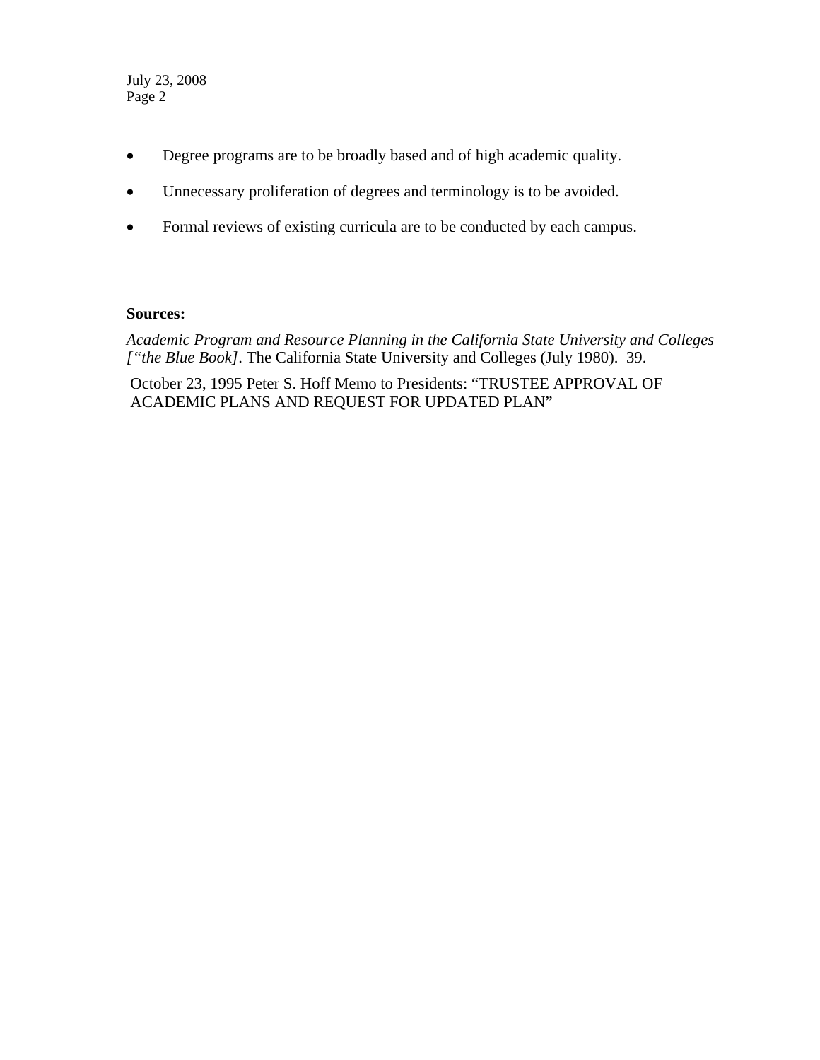- Degree programs are to be broadly based and of high academic quality.
- Unnecessary proliferation of degrees and terminology is to be avoided.
- Formal reviews of existing curricula are to be conducted by each campus.

**Sources:**

*Academic Program and Resource Planning in the California State University and Colleges [“the Blue Book]*. The California State University and Colleges (July 1980). 39.

October 23, 1995 Peter S. Hoff Memo to Presidents: “TRUSTEE APPROVAL OF ACADEMIC PLANS AND REQUEST FOR UPDATED PLAN”